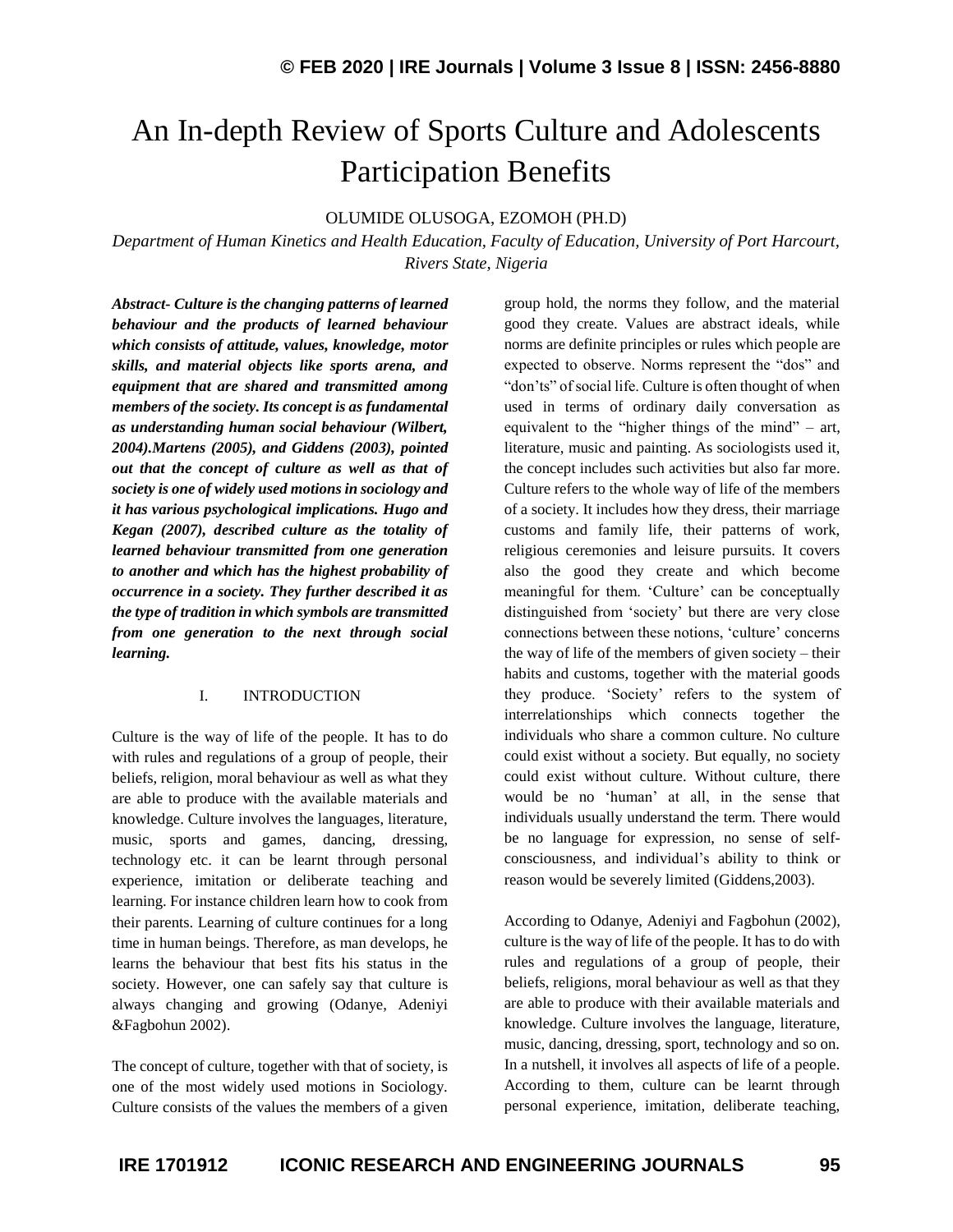# An In-depth Review of Sports Culture and Adolescents Participation Benefits

OLUMIDE OLUSOGA, EZOMOH (PH.D)

*Department of Human Kinetics and Health Education, Faculty of Education, University of Port Harcourt, Rivers State, Nigeria*

***Abstract- Culture is the changing patterns of learned behaviour and the products of learned behaviour which consists of attitude, values, knowledge, motor skills, and material objects like sports arena, and equipment that are shared and transmitted among members of the society. Its concept is as fundamental as understanding human social behaviour (Wilbert, 2004).Martens (2005), and Giddens (2003), pointed out that the concept of culture as well as that of society is one of widely used motions in sociology and it has various psychological implications. Hugo and Kegan (2007), described culture as the totality of learned behaviour transmitted from one generation to another and which has the highest probability of occurrence in a society. They further described it as the type of tradition in which symbols are transmitted from one generation to the next through social learning.***

## I. INTRODUCTION

Culture is the way of life of the people. It has to do with rules and regulations of a group of people, their beliefs, religion, moral behaviour as well as what they are able to produce with the available materials and knowledge. Culture involves the languages, literature, music, sports and games, dancing, dressing, technology etc. it can be learnt through personal experience, imitation or deliberate teaching and learning. For instance children learn how to cook from their parents. Learning of culture continues for a long time in human beings. Therefore, as man develops, he learns the behaviour that best fits his status in the society. However, one can safely say that culture is always changing and growing (Odanye, Adeniyi &Fagbohun 2002).

The concept of culture, together with that of society, is one of the most widely used motions in Sociology. Culture consists of the values the members of a given group hold, the norms they follow, and the material good they create. Values are abstract ideals, while norms are definite principles or rules which people are expected to observe. Norms represent the "dos" and "don'ts" of social life. Culture is often thought of when used in terms of ordinary daily conversation as equivalent to the "higher things of the mind" – art, literature, music and painting. As sociologists used it, the concept includes such activities but also far more. Culture refers to the whole way of life of the members of a society. It includes how they dress, their marriage customs and family life, their patterns of work, religious ceremonies and leisure pursuits. It covers also the good they create and which become meaningful for them. 'Culture' can be conceptually distinguished from 'society' but there are very close connections between these notions, 'culture' concerns the way of life of the members of given society – their habits and customs, together with the material goods they produce. 'Society' refers to the system of interrelationships which connects together the individuals who share a common culture. No culture could exist without a society. But equally, no society could exist without culture. Without culture, there would be no 'human' at all, in the sense that individuals usually understand the term. There would be no language for expression, no sense of self-consciousness, and individual's ability to think or reason would be severely limited (Giddens,2003).

According to Odanye, Adeniyi and Fagbohun (2002), culture is the way of life of the people. It has to do with rules and regulations of a group of people, their beliefs, religions, moral behaviour as well as that they are able to produce with their available materials and knowledge. Culture involves the language, literature, music, dancing, dressing, sport, technology and so on. In a nutshell, it involves all aspects of life of a people. According to them, culture can be learnt through personal experience, imitation, deliberate teaching,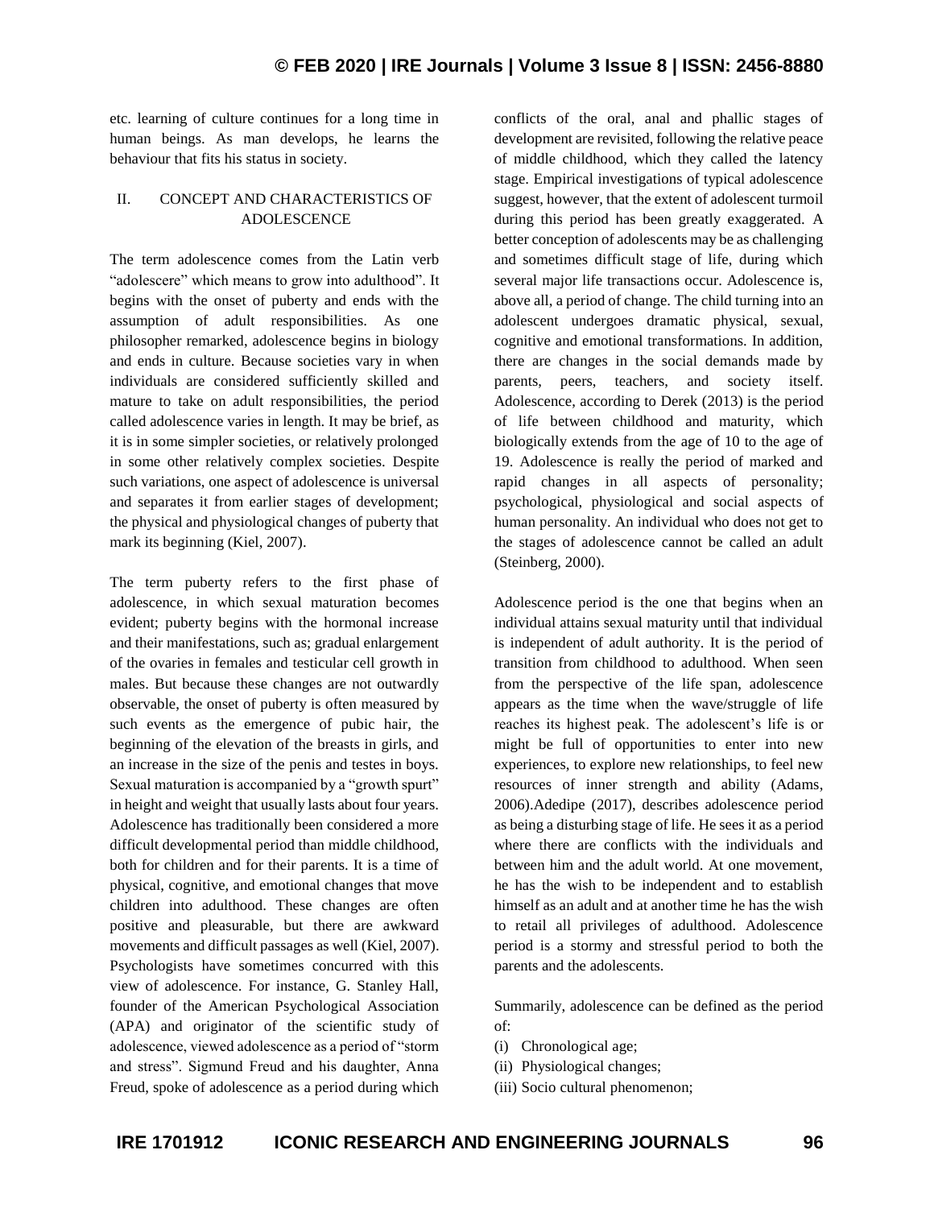etc. learning of culture continues for a long time in human beings. As man develops, he learns the behaviour that fits his status in society.

## II. CONCEPT AND CHARACTERISTICS OF ADOLESCENCE

The term adolescence comes from the Latin verb "adolescere" which means to grow into adulthood". It begins with the onset of puberty and ends with the assumption of adult responsibilities. As one philosopher remarked, adolescence begins in biology and ends in culture. Because societies vary in when individuals are considered sufficiently skilled and mature to take on adult responsibilities, the period called adolescence varies in length. It may be brief, as it is in some simpler societies, or relatively prolonged in some other relatively complex societies. Despite such variations, one aspect of adolescence is universal and separates it from earlier stages of development; the physical and physiological changes of puberty that mark its beginning (Kiel, 2007).

The term puberty refers to the first phase of adolescence, in which sexual maturation becomes evident; puberty begins with the hormonal increase and their manifestations, such as; gradual enlargement of the ovaries in females and testicular cell growth in males. But because these changes are not outwardly observable, the onset of puberty is often measured by such events as the emergence of pubic hair, the beginning of the elevation of the breasts in girls, and an increase in the size of the penis and testes in boys. Sexual maturation is accompanied by a "growth spurt" in height and weight that usually lasts about four years. Adolescence has traditionally been considered a more difficult developmental period than middle childhood, both for children and for their parents. It is a time of physical, cognitive, and emotional changes that move children into adulthood. These changes are often positive and pleasurable, but there are awkward movements and difficult passages as well (Kiel, 2007). Psychologists have sometimes concurred with this view of adolescence. For instance, G. Stanley Hall, founder of the American Psychological Association (APA) and originator of the scientific study of adolescence, viewed adolescence as a period of "storm and stress". Sigmund Freud and his daughter, Anna Freud, spoke of adolescence as a period during which conflicts of the oral, anal and phallic stages of development are revisited, following the relative peace of middle childhood, which they called the latency stage. Empirical investigations of typical adolescence suggest, however, that the extent of adolescent turmoil during this period has been greatly exaggerated. A better conception of adolescents may be as challenging and sometimes difficult stage of life, during which several major life transactions occur. Adolescence is, above all, a period of change. The child turning into an adolescent undergoes dramatic physical, sexual, cognitive and emotional transformations. In addition, there are changes in the social demands made by parents, peers, teachers, and society itself. Adolescence, according to Derek (2013) is the period of life between childhood and maturity, which biologically extends from the age of 10 to the age of 19. Adolescence is really the period of marked and rapid changes in all aspects of personality; psychological, physiological and social aspects of human personality. An individual who does not get to the stages of adolescence cannot be called an adult (Steinberg, 2000).

Adolescence period is the one that begins when an individual attains sexual maturity until that individual is independent of adult authority. It is the period of transition from childhood to adulthood. When seen from the perspective of the life span, adolescence appears as the time when the wave/struggle of life reaches its highest peak. The adolescent's life is or might be full of opportunities to enter into new experiences, to explore new relationships, to feel new resources of inner strength and ability (Adams, 2006).Adedipe (2017), describes adolescence period as being a disturbing stage of life. He sees it as a period where there are conflicts with the individuals and between him and the adult world. At one movement, he has the wish to be independent and to establish himself as an adult and at another time he has the wish to retail all privileges of adulthood. Adolescence period is a stormy and stressful period to both the parents and the adolescents.

Summarily, adolescence can be defined as the period of:

(i) Chronological age;
(ii) Physiological changes;
(iii) Socio cultural phenomenon;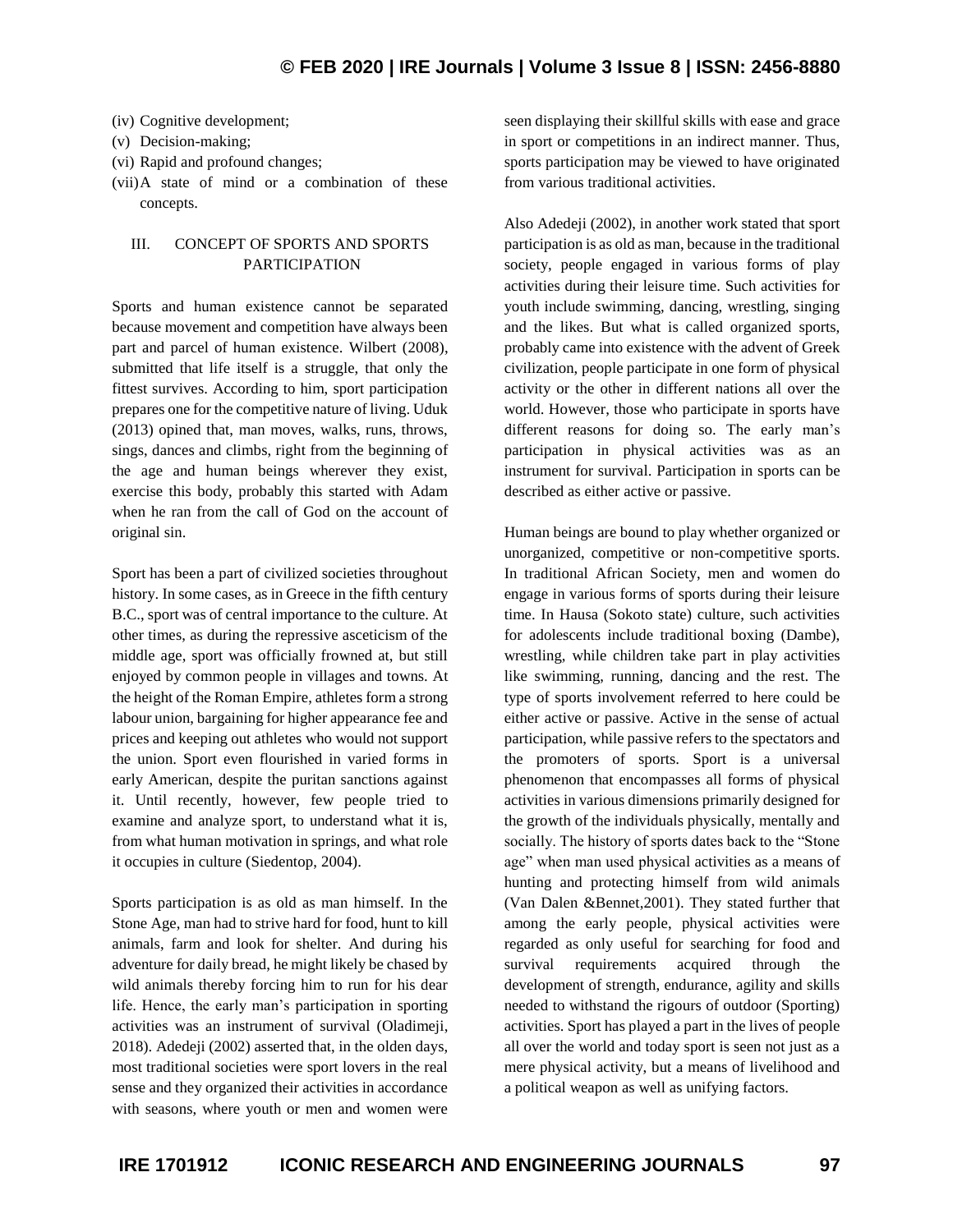(iv) Cognitive development;
(v) Decision-making;
(vi) Rapid and profound changes;
(vii) A state of mind or a combination of these concepts.

## III. CONCEPT OF SPORTS AND SPORTS PARTICIPATION

Sports and human existence cannot be separated because movement and competition have always been part and parcel of human existence. Wilbert (2008), submitted that life itself is a struggle, that only the fittest survives. According to him, sport participation prepares one for the competitive nature of living. Uduk (2013) opined that, man moves, walks, runs, throws, sings, dances and climbs, right from the beginning of the age and human beings wherever they exist, exercise this body, probably this started with Adam when he ran from the call of God on the account of original sin.

Sport has been a part of civilized societies throughout history. In some cases, as in Greece in the fifth century B.C., sport was of central importance to the culture. At other times, as during the repressive asceticism of the middle age, sport was officially frowned at, but still enjoyed by common people in villages and towns. At the height of the Roman Empire, athletes form a strong labour union, bargaining for higher appearance fee and prices and keeping out athletes who would not support the union. Sport even flourished in varied forms in early American, despite the puritan sanctions against it. Until recently, however, few people tried to examine and analyze sport, to understand what it is, from what human motivation in springs, and what role it occupies in culture (Siedentop, 2004).

Sports participation is as old as man himself. In the Stone Age, man had to strive hard for food, hunt to kill animals, farm and look for shelter. And during his adventure for daily bread, he might likely be chased by wild animals thereby forcing him to run for his dear life. Hence, the early man's participation in sporting activities was an instrument of survival (Oladimeji, 2018). Adedeji (2002) asserted that, in the olden days, most traditional societies were sport lovers in the real sense and they organized their activities in accordance with seasons, where youth or men and women were seen displaying their skillful skills with ease and grace in sport or competitions in an indirect manner. Thus, sports participation may be viewed to have originated from various traditional activities.

Also Adedeji (2002), in another work stated that sport participation is as old as man, because in the traditional society, people engaged in various forms of play activities during their leisure time. Such activities for youth include swimming, dancing, wrestling, singing and the likes. But what is called organized sports, probably came into existence with the advent of Greek civilization, people participate in one form of physical activity or the other in different nations all over the world. However, those who participate in sports have different reasons for doing so. The early man's participation in physical activities was as an instrument for survival. Participation in sports can be described as either active or passive.

Human beings are bound to play whether organized or unorganized, competitive or non-competitive sports. In traditional African Society, men and women do engage in various forms of sports during their leisure time. In Hausa (Sokoto state) culture, such activities for adolescents include traditional boxing (Dambe), wrestling, while children take part in play activities like swimming, running, dancing and the rest. The type of sports involvement referred to here could be either active or passive. Active in the sense of actual participation, while passive refers to the spectators and the promoters of sports. Sport is a universal phenomenon that encompasses all forms of physical activities in various dimensions primarily designed for the growth of the individuals physically, mentally and socially. The history of sports dates back to the "Stone age" when man used physical activities as a means of hunting and protecting himself from wild animals (Van Dalen &Bennet,2001). They stated further that among the early people, physical activities were regarded as only useful for searching for food and survival requirements acquired through the development of strength, endurance, agility and skills needed to withstand the rigours of outdoor (Sporting) activities. Sport has played a part in the lives of people all over the world and today sport is seen not just as a mere physical activity, but a means of livelihood and a political weapon as well as unifying factors.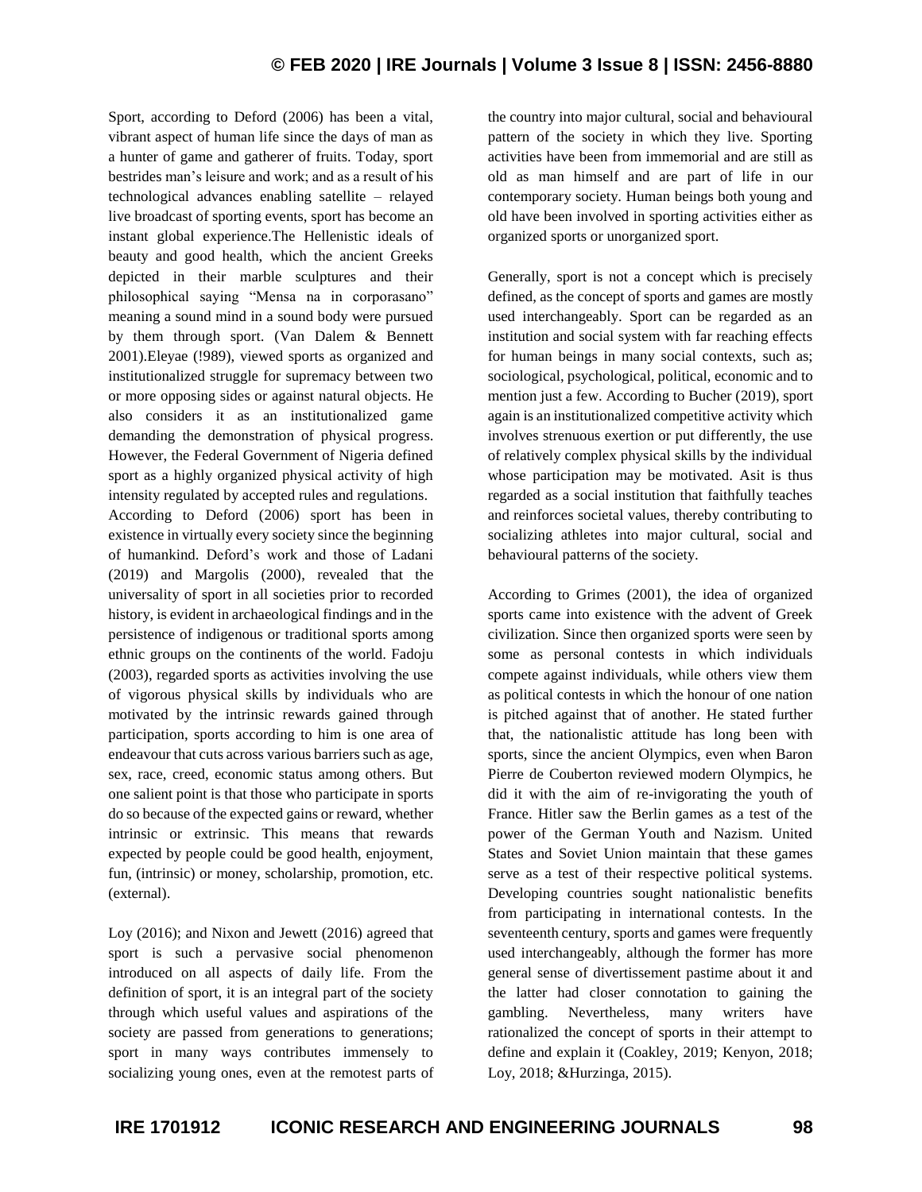Sport, according to Deford (2006) has been a vital, vibrant aspect of human life since the days of man as a hunter of game and gatherer of fruits. Today, sport bestrides man's leisure and work; and as a result of his technological advances enabling satellite – relayed live broadcast of sporting events, sport has become an instant global experience.The Hellenistic ideals of beauty and good health, which the ancient Greeks depicted in their marble sculptures and their philosophical saying "Mensa na in corporasano" meaning a sound mind in a sound body were pursued by them through sport. (Van Dalem & Bennett 2001).Eleyae (!989), viewed sports as organized and institutionalized struggle for supremacy between two or more opposing sides or against natural objects. He also considers it as an institutionalized game demanding the demonstration of physical progress. However, the Federal Government of Nigeria defined sport as a highly organized physical activity of high intensity regulated by accepted rules and regulations.
According to Deford (2006) sport has been in existence in virtually every society since the beginning of humankind. Deford's work and those of Ladani (2019) and Margolis (2000), revealed that the universality of sport in all societies prior to recorded history, is evident in archaeological findings and in the persistence of indigenous or traditional sports among ethnic groups on the continents of the world. Fadoju (2003), regarded sports as activities involving the use of vigorous physical skills by individuals who are motivated by the intrinsic rewards gained through participation, sports according to him is one area of endeavour that cuts across various barriers such as age, sex, race, creed, economic status among others. But one salient point is that those who participate in sports do so because of the expected gains or reward, whether intrinsic or extrinsic. This means that rewards expected by people could be good health, enjoyment, fun, (intrinsic) or money, scholarship, promotion, etc. (external).

Loy (2016); and Nixon and Jewett (2016) agreed that sport is such a pervasive social phenomenon introduced on all aspects of daily life. From the definition of sport, it is an integral part of the society through which useful values and aspirations of the society are passed from generations to generations; sport in many ways contributes immensely to socializing young ones, even at the remotest parts of the country into major cultural, social and behavioural pattern of the society in which they live. Sporting activities have been from immemorial and are still as old as man himself and are part of life in our contemporary society. Human beings both young and old have been involved in sporting activities either as organized sports or unorganized sport.

Generally, sport is not a concept which is precisely defined, as the concept of sports and games are mostly used interchangeably. Sport can be regarded as an institution and social system with far reaching effects for human beings in many social contexts, such as; sociological, psychological, political, economic and to mention just a few. According to Bucher (2019), sport again is an institutionalized competitive activity which involves strenuous exertion or put differently, the use of relatively complex physical skills by the individual whose participation may be motivated. Asit is thus regarded as a social institution that faithfully teaches and reinforces societal values, thereby contributing to socializing athletes into major cultural, social and behavioural patterns of the society.

According to Grimes (2001), the idea of organized sports came into existence with the advent of Greek civilization. Since then organized sports were seen by some as personal contests in which individuals compete against individuals, while others view them as political contests in which the honour of one nation is pitched against that of another. He stated further that, the nationalistic attitude has long been with sports, since the ancient Olympics, even when Baron Pierre de Couberton reviewed modern Olympics, he did it with the aim of re-invigorating the youth of France. Hitler saw the Berlin games as a test of the power of the German Youth and Nazism. United States and Soviet Union maintain that these games serve as a test of their respective political systems. Developing countries sought nationalistic benefits from participating in international contests. In the seventeenth century, sports and games were frequently used interchangeably, although the former has more general sense of divertissement pastime about it and the latter had closer connotation to gaining the gambling. Nevertheless, many writers have rationalized the concept of sports in their attempt to define and explain it (Coakley, 2019; Kenyon, 2018; Loy, 2018; &Hurzinga, 2015).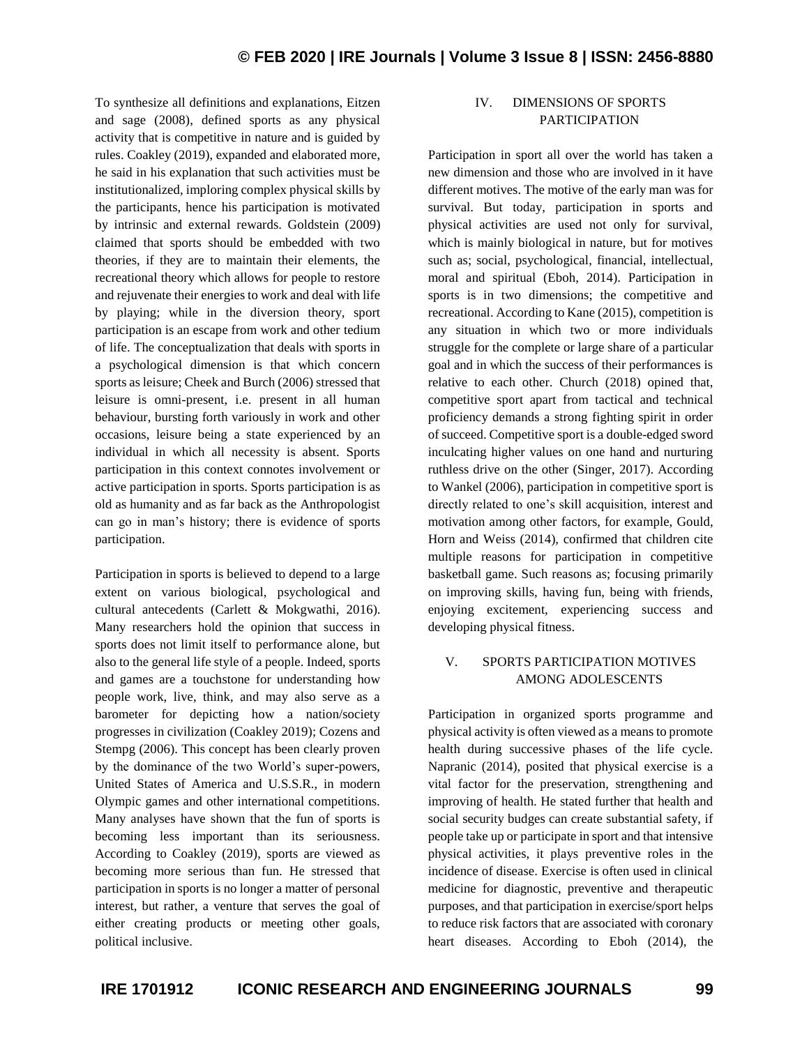To synthesize all definitions and explanations, Eitzen and sage (2008), defined sports as any physical activity that is competitive in nature and is guided by rules. Coakley (2019), expanded and elaborated more, he said in his explanation that such activities must be institutionalized, imploring complex physical skills by the participants, hence his participation is motivated by intrinsic and external rewards. Goldstein (2009) claimed that sports should be embedded with two theories, if they are to maintain their elements, the recreational theory which allows for people to restore and rejuvenate their energies to work and deal with life by playing; while in the diversion theory, sport participation is an escape from work and other tedium of life. The conceptualization that deals with sports in a psychological dimension is that which concern sports as leisure; Cheek and Burch (2006) stressed that leisure is omni-present, i.e. present in all human behaviour, bursting forth variously in work and other occasions, leisure being a state experienced by an individual in which all necessity is absent. Sports participation in this context connotes involvement or active participation in sports. Sports participation is as old as humanity and as far back as the Anthropologist can go in man's history; there is evidence of sports participation.

Participation in sports is believed to depend to a large extent on various biological, psychological and cultural antecedents (Carlett & Mokgwathi, 2016). Many researchers hold the opinion that success in sports does not limit itself to performance alone, but also to the general life style of a people. Indeed, sports and games are a touchstone for understanding how people work, live, think, and may also serve as a barometer for depicting how a nation/society progresses in civilization (Coakley 2019); Cozens and Stempg (2006). This concept has been clearly proven by the dominance of the two World's super-powers, United States of America and U.S.S.R., in modern Olympic games and other international competitions. Many analyses have shown that the fun of sports is becoming less important than its seriousness. According to Coakley (2019), sports are viewed as becoming more serious than fun. He stressed that participation in sports is no longer a matter of personal interest, but rather, a venture that serves the goal of either creating products or meeting other goals, political inclusive.

## IV. DIMENSIONS OF SPORTS PARTICIPATION

Participation in sport all over the world has taken a new dimension and those who are involved in it have different motives. The motive of the early man was for survival. But today, participation in sports and physical activities are used not only for survival, which is mainly biological in nature, but for motives such as; social, psychological, financial, intellectual, moral and spiritual (Eboh, 2014). Participation in sports is in two dimensions; the competitive and recreational. According to Kane (2015), competition is any situation in which two or more individuals struggle for the complete or large share of a particular goal and in which the success of their performances is relative to each other. Church (2018) opined that, competitive sport apart from tactical and technical proficiency demands a strong fighting spirit in order of succeed. Competitive sport is a double-edged sword inculcating higher values on one hand and nurturing ruthless drive on the other (Singer, 2017). According to Wankel (2006), participation in competitive sport is directly related to one's skill acquisition, interest and motivation among other factors, for example, Gould, Horn and Weiss (2014), confirmed that children cite multiple reasons for participation in competitive basketball game. Such reasons as; focusing primarily on improving skills, having fun, being with friends, enjoying excitement, experiencing success and developing physical fitness.

## V. SPORTS PARTICIPATION MOTIVES AMONG ADOLESCENTS

Participation in organized sports programme and physical activity is often viewed as a means to promote health during successive phases of the life cycle. Napranic (2014), posited that physical exercise is a vital factor for the preservation, strengthening and improving of health. He stated further that health and social security budges can create substantial safety, if people take up or participate in sport and that intensive physical activities, it plays preventive roles in the incidence of disease. Exercise is often used in clinical medicine for diagnostic, preventive and therapeutic purposes, and that participation in exercise/sport helps to reduce risk factors that are associated with coronary heart diseases. According to Eboh (2014), the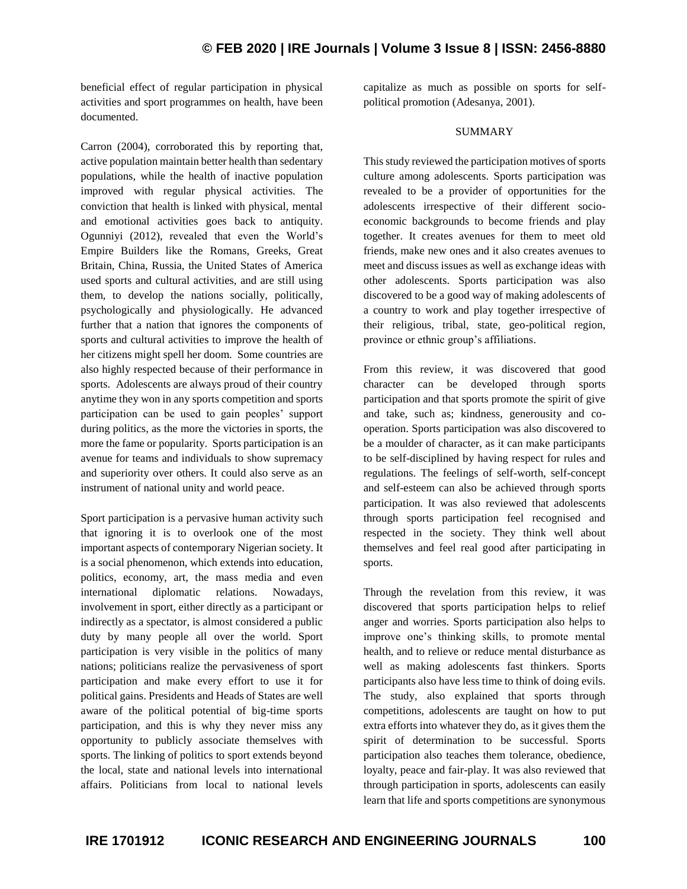beneficial effect of regular participation in physical activities and sport programmes on health, have been documented.

Carron (2004), corroborated this by reporting that, active population maintain better health than sedentary populations, while the health of inactive population improved with regular physical activities. The conviction that health is linked with physical, mental and emotional activities goes back to antiquity. Ogunniyi (2012), revealed that even the World's Empire Builders like the Romans, Greeks, Great Britain, China, Russia, the United States of America used sports and cultural activities, and are still using them, to develop the nations socially, politically, psychologically and physiologically. He advanced further that a nation that ignores the components of sports and cultural activities to improve the health of her citizens might spell her doom. Some countries are also highly respected because of their performance in sports. Adolescents are always proud of their country anytime they won in any sports competition and sports participation can be used to gain peoples' support during politics, as the more the victories in sports, the more the fame or popularity. Sports participation is an avenue for teams and individuals to show supremacy and superiority over others. It could also serve as an instrument of national unity and world peace.

Sport participation is a pervasive human activity such that ignoring it is to overlook one of the most important aspects of contemporary Nigerian society. It is a social phenomenon, which extends into education, politics, economy, art, the mass media and even international diplomatic relations. Nowadays, involvement in sport, either directly as a participant or indirectly as a spectator, is almost considered a public duty by many people all over the world. Sport participation is very visible in the politics of many nations; politicians realize the pervasiveness of sport participation and make every effort to use it for political gains. Presidents and Heads of States are well aware of the political potential of big-time sports participation, and this is why they never miss any opportunity to publicly associate themselves with sports. The linking of politics to sport extends beyond the local, state and national levels into international affairs. Politicians from local to national levels capitalize as much as possible on sports for self-political promotion (Adesanya, 2001).

## SUMMARY

This study reviewed the participation motives of sports culture among adolescents. Sports participation was revealed to be a provider of opportunities for the adolescents irrespective of their different socio-economic backgrounds to become friends and play together. It creates avenues for them to meet old friends, make new ones and it also creates avenues to meet and discuss issues as well as exchange ideas with other adolescents. Sports participation was also discovered to be a good way of making adolescents of a country to work and play together irrespective of their religious, tribal, state, geo-political region, province or ethnic group's affiliations.

From this review, it was discovered that good character can be developed through sports participation and that sports promote the spirit of give and take, such as; kindness, generousity and co-operation. Sports participation was also discovered to be a moulder of character, as it can make participants to be self-disciplined by having respect for rules and regulations. The feelings of self-worth, self-concept and self-esteem can also be achieved through sports participation. It was also reviewed that adolescents through sports participation feel recognised and respected in the society. They think well about themselves and feel real good after participating in sports.

Through the revelation from this review, it was discovered that sports participation helps to relief anger and worries. Sports participation also helps to improve one's thinking skills, to promote mental health, and to relieve or reduce mental disturbance as well as making adolescents fast thinkers. Sports participants also have less time to think of doing evils. The study, also explained that sports through competitions, adolescents are taught on how to put extra efforts into whatever they do, as it gives them the spirit of determination to be successful. Sports participation also teaches them tolerance, obedience, loyalty, peace and fair-play. It was also reviewed that through participation in sports, adolescents can easily learn that life and sports competitions are synonymous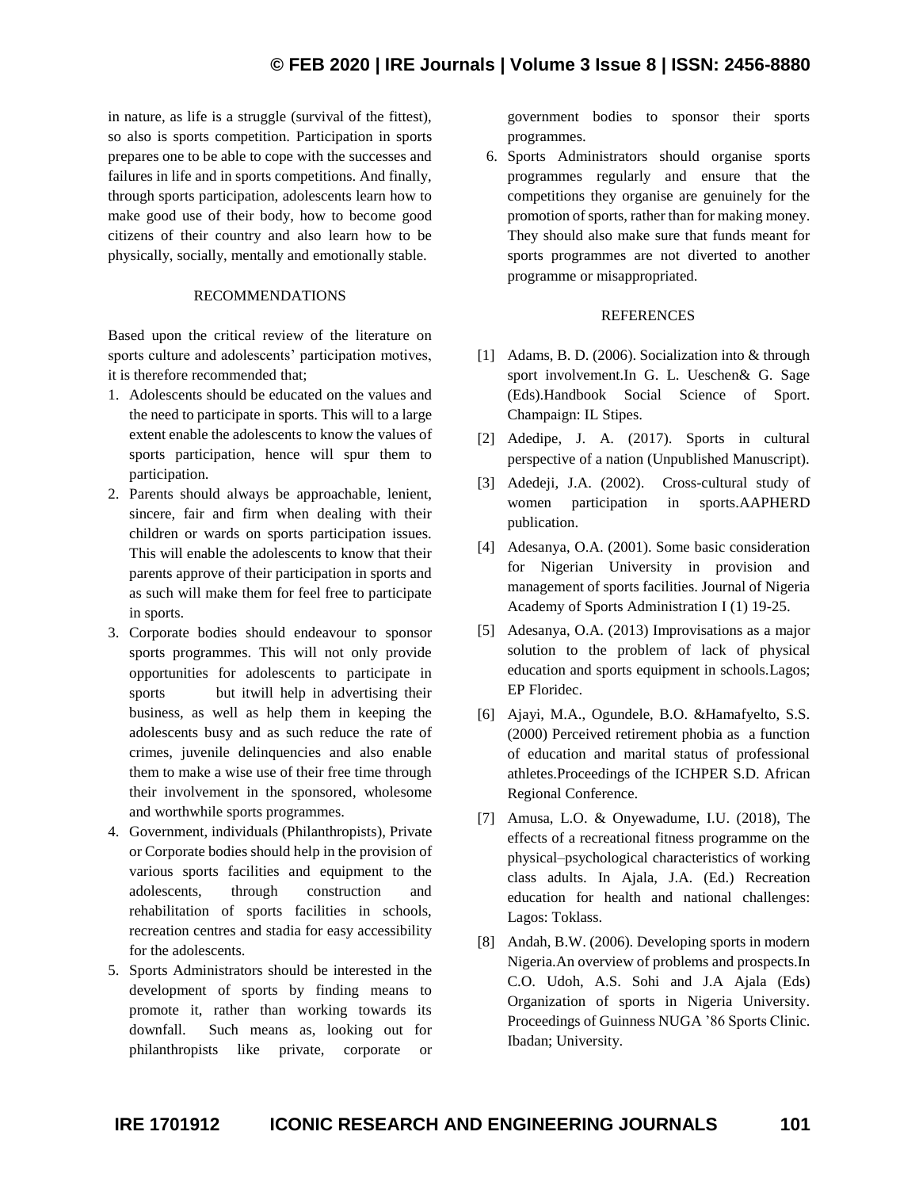in nature, as life is a struggle (survival of the fittest), so also is sports competition. Participation in sports prepares one to be able to cope with the successes and failures in life and in sports competitions. And finally, through sports participation, adolescents learn how to make good use of their body, how to become good citizens of their country and also learn how to be physically, socially, mentally and emotionally stable.

## RECOMMENDATIONS

Based upon the critical review of the literature on sports culture and adolescents' participation motives, it is therefore recommended that;

1. Adolescents should be educated on the values and the need to participate in sports. This will to a large extent enable the adolescents to know the values of sports participation, hence will spur them to participation.
2. Parents should always be approachable, lenient, sincere, fair and firm when dealing with their children or wards on sports participation issues. This will enable the adolescents to know that their parents approve of their participation in sports and as such will make them for feel free to participate in sports.
3. Corporate bodies should endeavour to sponsor sports programmes. This will not only provide opportunities for adolescents to participate in sports but itwill help in advertising their business, as well as help them in keeping the adolescents busy and as such reduce the rate of crimes, juvenile delinquencies and also enable them to make a wise use of their free time through their involvement in the sponsored, wholesome and worthwhile sports programmes.
4. Government, individuals (Philanthropists), Private or Corporate bodies should help in the provision of various sports facilities and equipment to the adolescents, through construction and rehabilitation of sports facilities in schools, recreation centres and stadia for easy accessibility for the adolescents.
5. Sports Administrators should be interested in the development of sports by finding means to promote it, rather than working towards its downfall. Such means as, looking out for philanthropists like private, corporate or government bodies to sponsor their sports programmes.
6. Sports Administrators should organise sports programmes regularly and ensure that the competitions they organise are genuinely for the promotion of sports, rather than for making money. They should also make sure that funds meant for sports programmes are not diverted to another programme or misappropriated.

## REFERENCES

[1] Adams, B. D. (2006). Socialization into & through sport involvement.In G. L. Ueschen& G. Sage (Eds).Handbook Social Science of Sport. Champaign: IL Stipes.

[2] Adedipe, J. A. (2017). Sports in cultural perspective of a nation (Unpublished Manuscript).

[3] Adedeji, J.A. (2002). Cross-cultural study of women participation in sports.AAPHERD publication.

[4] Adesanya, O.A. (2001). Some basic consideration for Nigerian University in provision and management of sports facilities. Journal of Nigeria Academy of Sports Administration I (1) 19-25.

[5] Adesanya, O.A. (2013) Improvisations as a major solution to the problem of lack of physical education and sports equipment in schools.Lagos; EP Floridec.

[6] Ajayi, M.A., Ogundele, B.O. &Hamafyelto, S.S. (2000) Perceived retirement phobia as a function of education and marital status of professional athletes.Proceedings of the ICHPER S.D. African Regional Conference.

[7] Amusa, L.O. & Onyewadume, I.U. (2018), The effects of a recreational fitness programme on the physical–psychological characteristics of working class adults. In Ajala, J.A. (Ed.) Recreation education for health and national challenges: Lagos: Toklass.

[8] Andah, B.W. (2006). Developing sports in modern Nigeria.An overview of problems and prospects.In C.O. Udoh, A.S. Sohi and J.A Ajala (Eds) Organization of sports in Nigeria University. Proceedings of Guinness NUGA '86 Sports Clinic. Ibadan; University.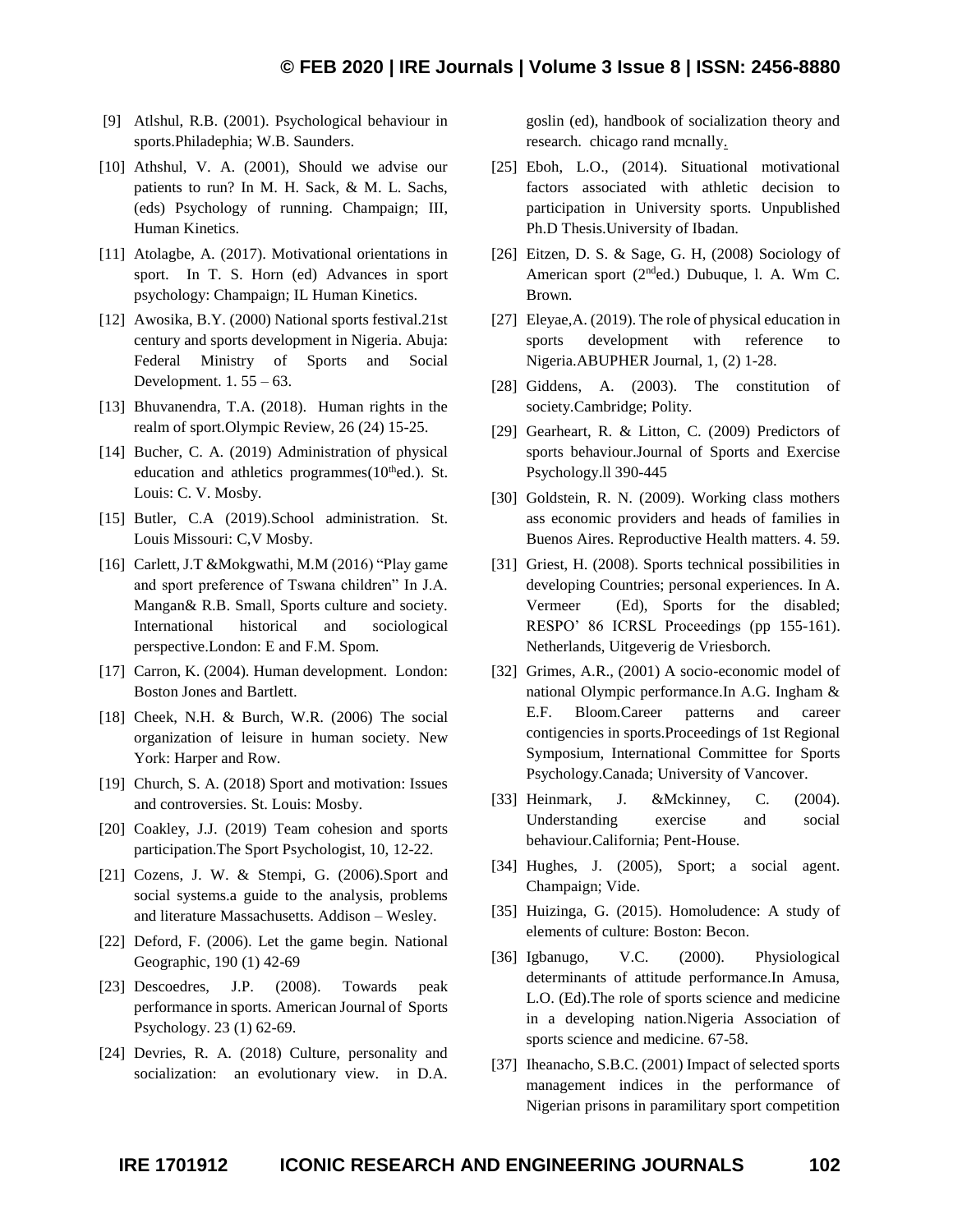[9] Atlshul, R.B. (2001). Psychological behaviour in sports.Philadephia; W.B. Saunders.

[10] Athshul, V. A. (2001), Should we advise our patients to run? In M. H. Sack, & M. L. Sachs, (eds) Psychology of running. Champaign; III, Human Kinetics.

[11] Atolagbe, A. (2017). Motivational orientations in sport. In T. S. Horn (ed) Advances in sport psychology: Champaign; IL Human Kinetics.

[12] Awosika, B.Y. (2000) National sports festival.21st century and sports development in Nigeria. Abuja: Federal Ministry of Sports and Social Development. 1. 55 – 63.

[13] Bhuvanendra, T.A. (2018). Human rights in the realm of sport.Olympic Review, 26 (24) 15-25.

[14] Bucher, C. A. (2019) Administration of physical education and athletics programmes(10thed.). St. Louis: C. V. Mosby.

[15] Butler, C.A (2019).School administration. St. Louis Missouri: C,V Mosby.

[16] Carlett, J.T &Mokgwathi, M.M (2016) "Play game and sport preference of Tswana children" In J.A. Mangan& R.B. Small, Sports culture and society. International historical and sociological perspective.London: E and F.M. Spom.

[17] Carron, K. (2004). Human development. London: Boston Jones and Bartlett.

[18] Cheek, N.H. & Burch, W.R. (2006) The social organization of leisure in human society. New York: Harper and Row.

[19] Church, S. A. (2018) Sport and motivation: Issues and controversies. St. Louis: Mosby.

[20] Coakley, J.J. (2019) Team cohesion and sports participation.The Sport Psychologist, 10, 12-22.

[21] Cozens, J. W. & Stempi, G. (2006).Sport and social systems.a guide to the analysis, problems and literature Massachusetts. Addison – Wesley.

[22] Deford, F. (2006). Let the game begin. National Geographic, 190 (1) 42-69

[23] Descoedres, J.P. (2008). Towards peak performance in sports. American Journal of Sports Psychology. 23 (1) 62-69.

[24] Devries, R. A. (2018) Culture, personality and socialization: an evolutionary view. in D.A. goslin (ed), handbook of socialization theory and research. chicago rand mcnally.

[25] Eboh, L.O., (2014). Situational motivational factors associated with athletic decision to participation in University sports. Unpublished Ph.D Thesis.University of Ibadan.

[26] Eitzen, D. S. & Sage, G. H, (2008) Sociology of American sport (2nded.) Dubuque, l. A. Wm C. Brown.

[27] Eleyae,A. (2019). The role of physical education in sports development with reference to Nigeria.ABUPHER Journal, 1, (2) 1-28.

[28] Giddens, A. (2003). The constitution of society.Cambridge; Polity.

[29] Gearheart, R. & Litton, C. (2009) Predictors of sports behaviour.Journal of Sports and Exercise Psychology.ll 390-445

[30] Goldstein, R. N. (2009). Working class mothers ass economic providers and heads of families in Buenos Aires. Reproductive Health matters. 4. 59.

[31] Griest, H. (2008). Sports technical possibilities in developing Countries; personal experiences. In A. Vermeer (Ed), Sports for the disabled; RESPO' 86 ICRSL Proceedings (pp 155-161). Netherlands, Uitgeverig de Vriesborch.

[32] Grimes, A.R., (2001) A socio-economic model of national Olympic performance.In A.G. Ingham & E.F. Bloom.Career patterns and career contigencies in sports.Proceedings of 1st Regional Symposium, International Committee for Sports Psychology.Canada; University of Vancover.

[33] Heinmark, J. &Mckinney, C. (2004). Understanding exercise and social behaviour.California; Pent-House.

[34] Hughes, J. (2005), Sport; a social agent. Champaign; Vide.

[35] Huizinga, G. (2015). Homoludence: A study of elements of culture: Boston: Becon.

[36] Igbanugo, V.C. (2000). Physiological determinants of attitude performance.In Amusa, L.O. (Ed).The role of sports science and medicine in a developing nation.Nigeria Association of sports science and medicine. 67-58.

[37] Iheanacho, S.B.C. (2001) Impact of selected sports management indices in the performance of Nigerian prisons in paramilitary sport competition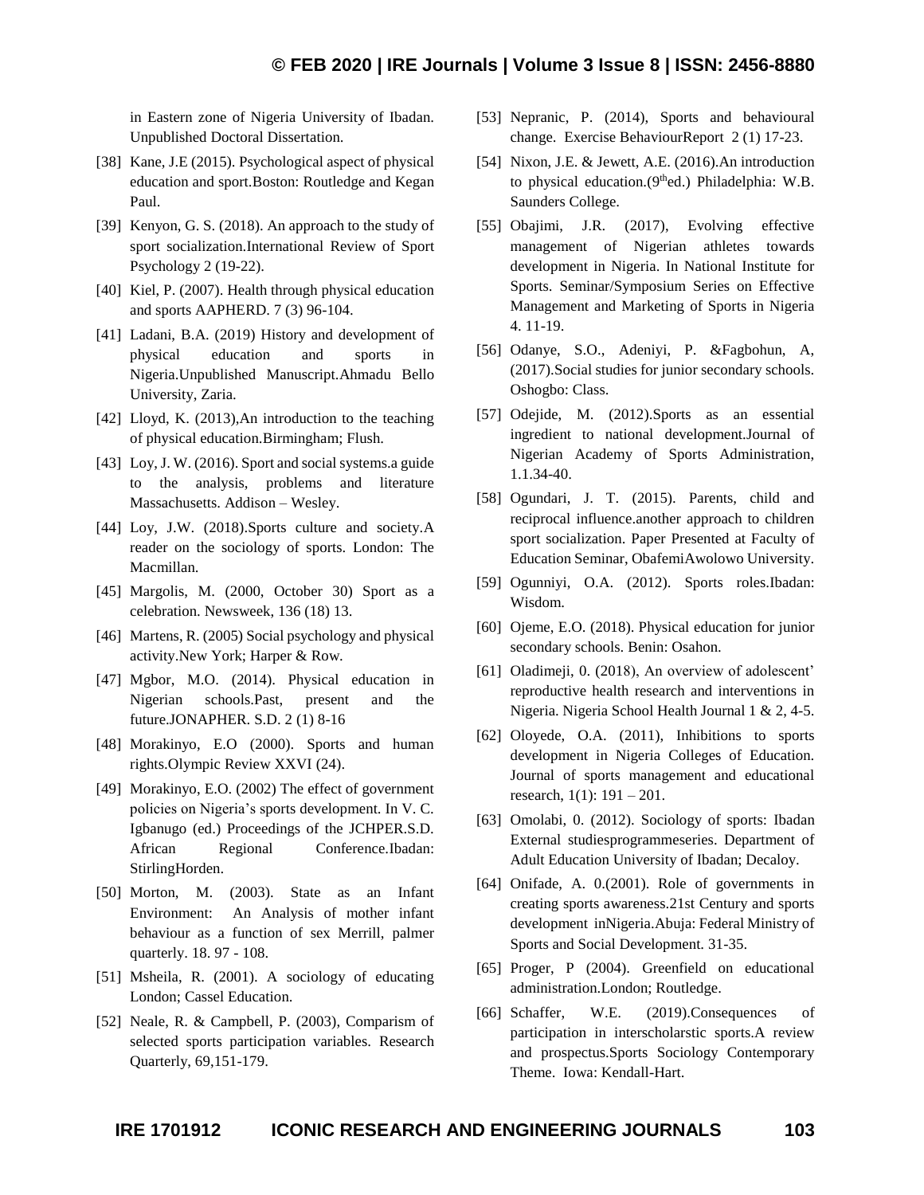in Eastern zone of Nigeria University of Ibadan. Unpublished Doctoral Dissertation.

[38] Kane, J.E (2015). Psychological aspect of physical education and sport.Boston: Routledge and Kegan Paul.

[39] Kenyon, G. S. (2018). An approach to the study of sport socialization.International Review of Sport Psychology 2 (19-22).

[40] Kiel, P. (2007). Health through physical education and sports AAPHERD. 7 (3) 96-104.

[41] Ladani, B.A. (2019) History and development of physical education and sports in Nigeria.Unpublished Manuscript.Ahmadu Bello University, Zaria.

[42] Lloyd, K. (2013),An introduction to the teaching of physical education.Birmingham; Flush.

[43] Loy, J. W. (2016). Sport and social systems.a guide to the analysis, problems and literature Massachusetts. Addison – Wesley.

[44] Loy, J.W. (2018).Sports culture and society.A reader on the sociology of sports. London: The Macmillan.

[45] Margolis, M. (2000, October 30) Sport as a celebration. Newsweek, 136 (18) 13.

[46] Martens, R. (2005) Social psychology and physical activity.New York; Harper & Row.

[47] Mgbor, M.O. (2014). Physical education in Nigerian schools.Past, present and the future.JONAPHER. S.D. 2 (1) 8-16

[48] Morakinyo, E.O (2000). Sports and human rights.Olympic Review XXVI (24).

[49] Morakinyo, E.O. (2002) The effect of government policies on Nigeria's sports development. In V. C. Igbanugo (ed.) Proceedings of the JCHPER.S.D. African Regional Conference.Ibadan: StirlingHorden.

[50] Morton, M. (2003). State as an Infant Environment: An Analysis of mother infant behaviour as a function of sex Merrill, palmer quarterly. 18. 97 - 108.

[51] Msheila, R. (2001). A sociology of educating London; Cassel Education.

[52] Neale, R. & Campbell, P. (2003), Comparism of selected sports participation variables. Research Quarterly, 69,151-179.

[53] Nepranic, P. (2014), Sports and behavioural change. Exercise BehaviourReport 2 (1) 17-23.

[54] Nixon, J.E. & Jewett, A.E. (2016).An introduction to physical education.(9thed.) Philadelphia: W.B. Saunders College.

[55] Obajimi, J.R. (2017), Evolving effective management of Nigerian athletes towards development in Nigeria. In National Institute for Sports. Seminar/Symposium Series on Effective Management and Marketing of Sports in Nigeria 4. 11-19.

[56] Odanye, S.O., Adeniyi, P. &Fagbohun, A, (2017).Social studies for junior secondary schools. Oshogbo: Class.

[57] Odejide, M. (2012).Sports as an essential ingredient to national development.Journal of Nigerian Academy of Sports Administration, 1.1.34-40.

[58] Ogundari, J. T. (2015). Parents, child and reciprocal influence.another approach to children sport socialization. Paper Presented at Faculty of Education Seminar, ObafemiAwolowo University.

[59] Ogunniyi, O.A. (2012). Sports roles.Ibadan: Wisdom.

[60] Ojeme, E.O. (2018). Physical education for junior secondary schools. Benin: Osahon.

[61] Oladimeji, 0. (2018), An overview of adolescent' reproductive health research and interventions in Nigeria. Nigeria School Health Journal 1 & 2, 4-5.

[62] Oloyede, O.A. (2011), Inhibitions to sports development in Nigeria Colleges of Education. Journal of sports management and educational research, 1(1): 191 – 201.

[63] Omolabi, 0. (2012). Sociology of sports: Ibadan External studiesprogrammeseries. Department of Adult Education University of Ibadan; Decaloy.

[64] Onifade, A. 0.(2001). Role of governments in creating sports awareness.21st Century and sports development inNigeria.Abuja: Federal Ministry of Sports and Social Development. 31-35.

[65] Proger, P (2004). Greenfield on educational administration.London; Routledge.

[66] Schaffer, W.E. (2019).Consequences of participation in interscholarstic sports.A review and prospectus.Sports Sociology Contemporary Theme. Iowa: Kendall-Hart.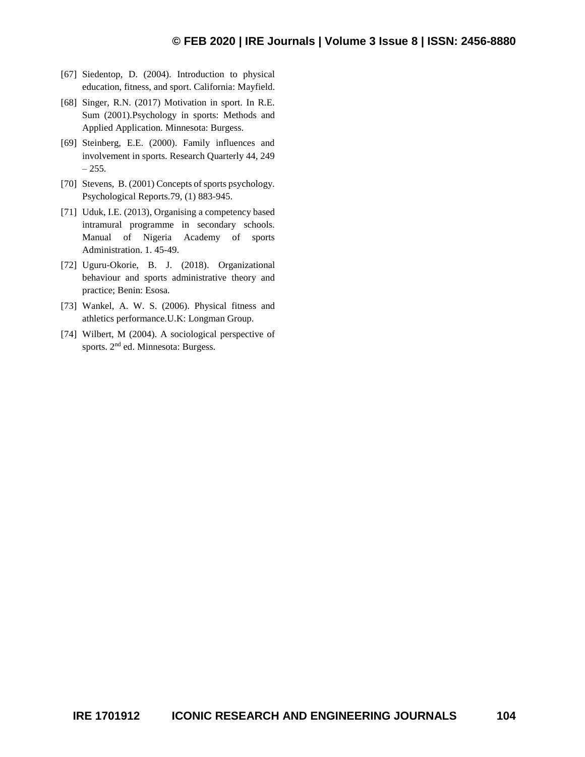[67] Siedentop, D. (2004). Introduction to physical education, fitness, and sport. California: Mayfield.

[68] Singer, R.N. (2017) Motivation in sport. In R.E. Sum (2001).Psychology in sports: Methods and Applied Application. Minnesota: Burgess.

[69] Steinberg, E.E. (2000). Family influences and involvement in sports. Research Quarterly 44, 249 – 255.

[70] Stevens, B. (2001) Concepts of sports psychology. Psychological Reports.79, (1) 883-945.

[71] Uduk, I.E. (2013), Organising a competency based intramural programme in secondary schools. Manual of Nigeria Academy of sports Administration. 1. 45-49.

[72] Uguru-Okorie, B. J. (2018). Organizational behaviour and sports administrative theory and practice; Benin: Esosa.

[73] Wankel, A. W. S. (2006). Physical fitness and athletics performance.U.K: Longman Group.

[74] Wilbert, M (2004). A sociological perspective of sports. 2nd ed. Minnesota: Burgess.